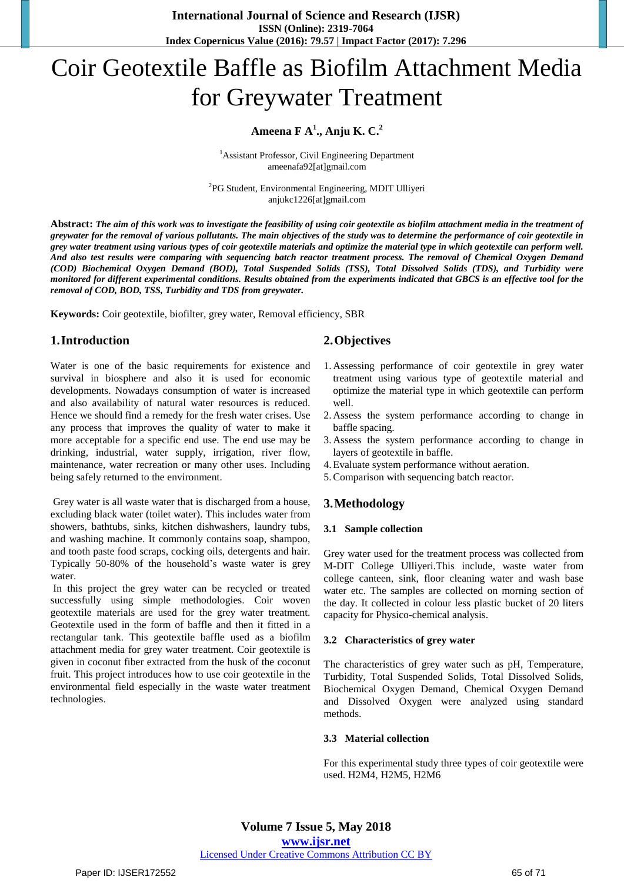# Coir Geotextile Baffle as Biofilm Attachment Media for Greywater Treatment

**Ameena F A[1]., Anju K. C.[2]**

[1]Assistant Professor, Civil Engineering Department
ameenafa92[at]gmail.com

[2]PG Student, Environmental Engineering, MDIT Ulliyeri
anjukc1226[at]gmail.com

**Abstract:** ***The aim of this work was to investigate the feasibility of using coir geotextile as biofilm attachment media in the treatment of greywater for the removal of various pollutants. The main objectives of the study was to determine the performance of coir geotextile in grey water treatment using various types of coir geotextile materials and optimize the material type in which geotextile can perform well. And also test results were comparing with sequencing batch reactor treatment process. The removal of Chemical Oxygen Demand (COD) Biochemical Oxygen Demand (BOD), Total Suspended Solids (TSS), Total Dissolved Solids (TDS), and Turbidity were monitored for different experimental conditions. Results obtained from the experiments indicated that GBCS is an effective tool for the removal of COD, BOD, TSS, Turbidity and TDS from greywater.***

**Keywords:** Coir geotextile, biofilter, grey water, Removal efficiency, SBR

## 1. Introduction

Water is one of the basic requirements for existence and survival in biosphere and also it is used for economic developments. Nowadays consumption of water is increased and also availability of natural water resources is reduced. Hence we should find a remedy for the fresh water crises. Use any process that improves the quality of water to make it more acceptable for a specific end use. The end use may be drinking, industrial, water supply, irrigation, river flow, maintenance, water recreation or many other uses. Including being safely returned to the environment.

Grey water is all waste water that is discharged from a house, excluding black water (toilet water). This includes water from showers, bathtubs, sinks, kitchen dishwashers, laundry tubs, and washing machine. It commonly contains soap, shampoo, and tooth paste food scraps, cocking oils, detergents and hair. Typically 50-80% of the household's waste water is grey water.

In this project the grey water can be recycled or treated successfully using simple methodologies. Coir woven geotextile materials are used for the grey water treatment. Geotextile used in the form of baffle and then it fitted in a rectangular tank. This geotextile baffle used as a biofilm attachment media for grey water treatment. Coir geotextile is given in coconut fiber extracted from the husk of the coconut fruit. This project introduces how to use coir geotextile in the environmental field especially in the waste water treatment technologies.

## 2. Objectives

1. Assessing performance of coir geotextile in grey water treatment using various type of geotextile material and optimize the material type in which geotextile can perform well.
2. Assess the system performance according to change in baffle spacing.
3. Assess the system performance according to change in layers of geotextile in baffle.
4. Evaluate system performance without aeration.
5. Comparison with sequencing batch reactor.

## 3. Methodology

### 3.1 Sample collection

Grey water used for the treatment process was collected from M-DIT College Ulliyeri.This include, waste water from college canteen, sink, floor cleaning water and wash base water etc. The samples are collected on morning section of the day. It collected in colour less plastic bucket of 20 liters capacity for Physico-chemical analysis.

### 3.2 Characteristics of grey water

The characteristics of grey water such as pH, Temperature, Turbidity, Total Suspended Solids, Total Dissolved Solids, Biochemical Oxygen Demand, Chemical Oxygen Demand and Dissolved Oxygen were analyzed using standard methods.

### 3.3 Material collection

For this experimental study three types of coir geotextile were used. H2M4, H2M5, H2M6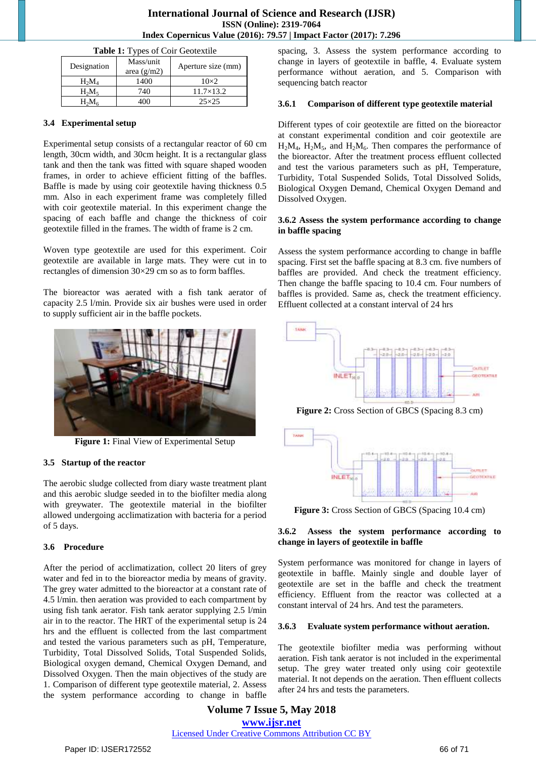**Table 1:** Types of Coir Geotextile

| Designation | Mass/unit area (g/m2) | Aperture size (mm) |
|---|---|---|
| $H_2M_4$ | 1400 | 10×2 |
| $H_2M_5$ | 740 | 11.7×13.2 |
| $H_2M_6$ | 400 | 25×25 |

### 3.4 Experimental setup

Experimental setup consists of a rectangular reactor of 60 cm length, 30cm width, and 30cm height. It is a rectangular glass tank and then the tank was fitted with square shaped wooden frames, in order to achieve efficient fitting of the baffles. Baffle is made by using coir geotextile having thickness 0.5 mm. Also in each experiment frame was completely filled with coir geotextile material. In this experiment change the spacing of each baffle and change the thickness of coir geotextile filled in the frames. The width of frame is 2 cm.

Woven type geotextile are used for this experiment. Coir geotextile are available in large mats. They were cut in to rectangles of dimension 30×29 cm so as to form baffles.

The bioreactor was aerated with a fish tank aerator of capacity 2.5 l/min. Provide six air bushes were used in order to supply sufficient air in the baffle pockets.

**Figure 1:** Final View of Experimental Setup

### 3.5 Startup of the reactor

The aerobic sludge collected from diary waste treatment plant and this aerobic sludge seeded in to the biofilter media along with greywater. The geotextile material in the biofilter allowed undergoing acclimatization with bacteria for a period of 5 days.

### 3.6 Procedure

After the period of acclimatization, collect 20 liters of grey water and fed in to the bioreactor media by means of gravity. The grey water admitted to the bioreactor at a constant rate of 4.5 l/min. then aeration was provided to each compartment by using fish tank aerator. Fish tank aerator supplying 2.5 l/min air in to the reactor. The HRT of the experimental setup is 24 hrs and the effluent is collected from the last compartment and tested the various parameters such as pH, Temperature, Turbidity, Total Dissolved Solids, Total Suspended Solids, Biological oxygen Demand, Chemical Oxygen Demand, and Dissolved Oxygen. Then the main objectives of the study are 1. Comparison of different type geotextile material, 2. Assess the system performance according to change in baffle spacing, 3. Assess the system performance according to change in layers of geotextile in baffle, 4. Evaluate system performance without aeration, and 5. Comparison with sequencing batch reactor

#### 3.6.1 Comparison of different type geotextile material

Different types of coir geotextile are fitted on the bioreactor at constant experimental condition and coir geotextile are $H_2M_4$, $H_2M_5$, and $H_2M_6$. Then compares the performance of the bioreactor. After the treatment process effluent collected and test the various parameters such as pH, Temperature, Turbidity, Total Suspended Solids, Total Dissolved Solids, Biological Oxygen Demand, Chemical Oxygen Demand and Dissolved Oxygen.

#### 3.6.2 Assess the system performance according to change in baffle spacing

Assess the system performance according to change in baffle spacing. First set the baffle spacing at 8.3 cm. five numbers of baffles are provided. And check the treatment efficiency. Then change the baffle spacing to 10.4 cm. Four numbers of baffles is provided. Same as, check the treatment efficiency. Effluent collected at a constant interval of 24 hrs

**Figure 2:** Cross Section of GBCS (Spacing 8.3 cm)

**Figure 3:** Cross Section of GBCS (Spacing 10.4 cm)

#### 3.6.2 Assess the system performance according to change in layers of geotextile in baffle

System performance was monitored for change in layers of geotextile in baffle. Mainly single and double layer of geotextile are set in the baffle and check the treatment efficiency. Effluent from the reactor was collected at a constant interval of 24 hrs. And test the parameters.

#### 3.6.3 Evaluate system performance without aeration.

The geotextile biofilter media was performing without aeration. Fish tank aerator is not included in the experimental setup. The grey water treated only using coir geotextile material. It not depends on the aeration. Then effluent collects after 24 hrs and tests the parameters.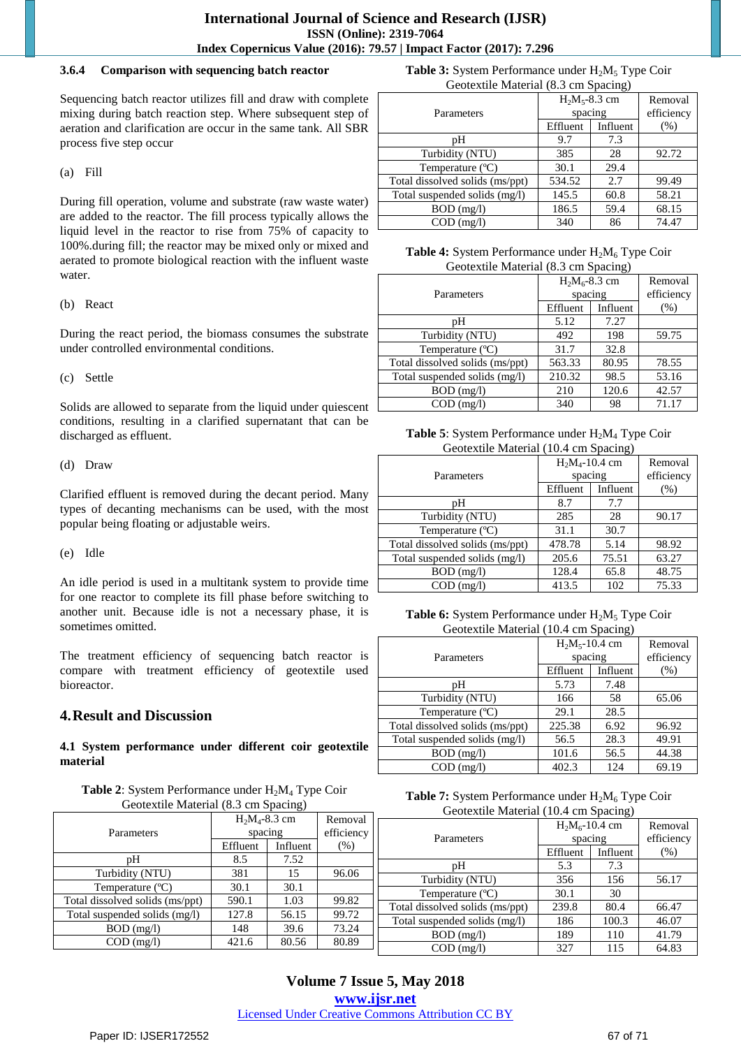#### 3.6.4 Comparison with sequencing batch reactor

Sequencing batch reactor utilizes fill and draw with complete mixing during batch reaction step. Where subsequent step of aeration and clarification are occur in the same tank. All SBR process five step occur

(a) Fill

During fill operation, volume and substrate (raw waste water) are added to the reactor. The fill process typically allows the liquid level in the reactor to rise from 75% of capacity to 100%.during fill; the reactor may be mixed only or mixed and aerated to promote biological reaction with the influent waste water.

(b) React

During the react period, the biomass consumes the substrate under controlled environmental conditions.

(c) Settle

Solids are allowed to separate from the liquid under quiescent conditions, resulting in a clarified supernatant that can be discharged as effluent.

(d) Draw

Clarified effluent is removed during the decant period. Many types of decanting mechanisms can be used, with the most popular being floating or adjustable weirs.

(e) Idle

An idle period is used in a multitank system to provide time for one reactor to complete its fill phase before switching to another unit. Because idle is not a necessary phase, it is sometimes omitted.

The treatment efficiency of sequencing batch reactor is compare with treatment efficiency of geotextile used bioreactor.

## 4. Result and Discussion

### 4.1 System performance under different coir geotextile material

**Table 2**: System Performance under $H_2M_4$ Type Coir Geotextile Material (8.3 cm Spacing)

| Parameters | $H_2M_4$-8.3 cm spacing | | Removal efficiency (%) |
|---|---|---|---|
| | Effluent | Influent | |
| pH | 8.5 | 7.52 | |
| Turbidity (NTU) | 381 | 15 | 96.06 |
| Temperature (ºC) | 30.1 | 30.1 | |
| Total dissolved solids (ms/ppt) | 590.1 | 1.03 | 99.82 |
| Total suspended solids (mg/l) | 127.8 | 56.15 | 99.72 |
| BOD (mg/l) | 148 | 39.6 | 73.24 |
| COD (mg/l) | 421.6 | 80.56 | 80.89 |

**Table 3:** System Performance under $H_2M_5$ Type Coir Geotextile Material (8.3 cm Spacing)

| Parameters | $H_2M_5$-8.3 cm spacing | | Removal efficiency (%) |
|---|---|---|---|
| | Effluent | Influent | |
| pH | 9.7 | 7.3 | |
| Turbidity (NTU) | 385 | 28 | 92.72 |
| Temperature (ºC) | 30.1 | 29.4 | |
| Total dissolved solids (ms/ppt) | 534.52 | 2.7 | 99.49 |
| Total suspended solids (mg/l) | 145.5 | 60.8 | 58.21 |
| BOD (mg/l) | 186.5 | 59.4 | 68.15 |
| COD (mg/l) | 340 | 86 | 74.47 |

**Table 4:** System Performance under $H_2M_6$ Type Coir Geotextile Material (8.3 cm Spacing)

| Parameters | $H_2M_6$-8.3 cm spacing | | Removal efficiency (%) |
|---|---|---|---|
| | Effluent | Influent | |
| pH | 5.12 | 7.27 | |
| Turbidity (NTU) | 492 | 198 | 59.75 |
| Temperature (ºC) | 31.7 | 32.8 | |
| Total dissolved solids (ms/ppt) | 563.33 | 80.95 | 78.55 |
| Total suspended solids (mg/l) | 210.32 | 98.5 | 53.16 |
| BOD (mg/l) | 210 | 120.6 | 42.57 |
| COD (mg/l) | 340 | 98 | 71.17 |

**Table 5**: System Performance under $H_2M_4$ Type Coir Geotextile Material (10.4 cm Spacing)

| Parameters | $H_2M_4$-10.4 cm spacing | | Removal efficiency (%) |
|---|---|---|---|
| | Effluent | Influent | |
| pH | 8.7 | 7.7 | |
| Turbidity (NTU) | 285 | 28 | 90.17 |
| Temperature (ºC) | 31.1 | 30.7 | |
| Total dissolved solids (ms/ppt) | 478.78 | 5.14 | 98.92 |
| Total suspended solids (mg/l) | 205.6 | 75.51 | 63.27 |
| BOD (mg/l) | 128.4 | 65.8 | 48.75 |
| COD (mg/l) | 413.5 | 102 | 75.33 |

**Table 6:** System Performance under $H_2M_5$ Type Coir Geotextile Material (10.4 cm Spacing)

| Parameters | $H_2M_5$-10.4 cm spacing | | Removal efficiency (%) |
|---|---|---|---|
| | Effluent | Influent | |
| pH | 5.73 | 7.48 | |
| Turbidity (NTU) | 166 | 58 | 65.06 |
| Temperature (ºC) | 29.1 | 28.5 | |
| Total dissolved solids (ms/ppt) | 225.38 | 6.92 | 96.92 |
| Total suspended solids (mg/l) | 56.5 | 28.3 | 49.91 |
| BOD (mg/l) | 101.6 | 56.5 | 44.38 |
| COD (mg/l) | 402.3 | 124 | 69.19 |

**Table 7:** System Performance under $H_2M_6$ Type Coir Geotextile Material (10.4 cm Spacing)

| Parameters | $H_2M_6$-10.4 cm spacing | | Removal efficiency (%) |
|---|---|---|---|
| | Effluent | Influent | |
| pH | 5.3 | 7.3 | |
| Turbidity (NTU) | 356 | 156 | 56.17 |
| Temperature (ºC) | 30.1 | 30 | |
| Total dissolved solids (ms/ppt) | 239.8 | 80.4 | 66.47 |
| Total suspended solids (mg/l) | 186 | 100.3 | 46.07 |
| BOD (mg/l) | 189 | 110 | 41.79 |
| COD (mg/l) | 327 | 115 | 64.83 |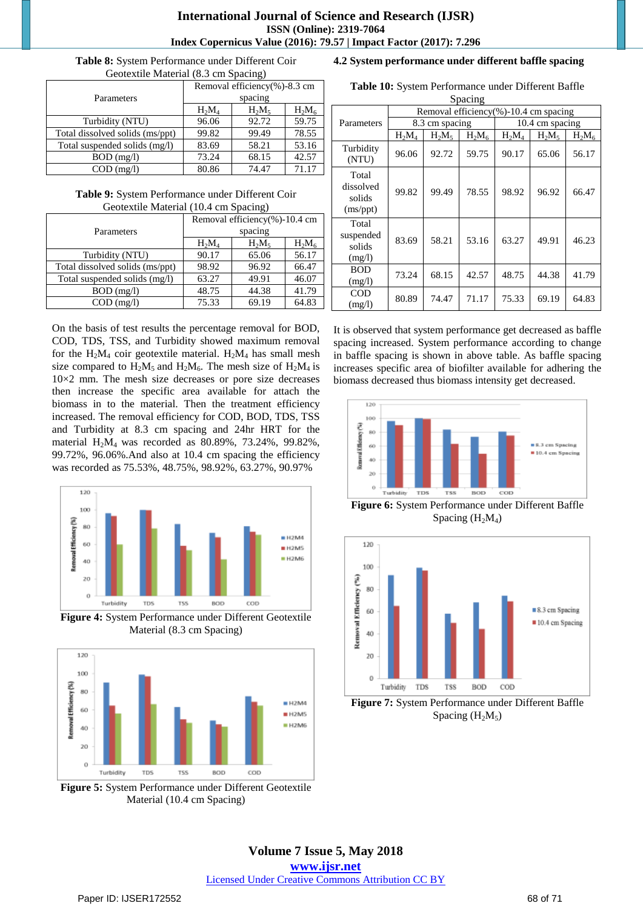**Table 8:** System Performance under Different Coir Geotextile Material (8.3 cm Spacing)

| Parameters | Removal efficiency(%)-8.3 cm spacing | | |
|---|---|---|---|
| | $H_2M_4$ | $H_2M_5$ | $H_2M_6$ |
| Turbidity (NTU) | 96.06 | 92.72 | 59.75 |
| Total dissolved solids (ms/ppt) | 99.82 | 99.49 | 78.55 |
| Total suspended solids (mg/l) | 83.69 | 58.21 | 53.16 |
| BOD (mg/l) | 73.24 | 68.15 | 42.57 |
| COD (mg/l) | 80.86 | 74.47 | 71.17 |

**Table 9:** System Performance under Different Coir Geotextile Material (10.4 cm Spacing)

| Parameters | Removal efficiency(%)-10.4 cm spacing | | |
|---|---|---|---|
| | $H_2M_4$ | $H_2M_5$ | $H_2M_6$ |
| Turbidity (NTU) | 90.17 | 65.06 | 56.17 |
| Total dissolved solids (ms/ppt) | 98.92 | 96.92 | 66.47 |
| Total suspended solids (mg/l) | 63.27 | 49.91 | 46.07 |
| BOD (mg/l) | 48.75 | 44.38 | 41.79 |
| COD (mg/l) | 75.33 | 69.19 | 64.83 |

On the basis of test results the percentage removal for BOD, COD, TDS, TSS, and Turbidity showed maximum removal for the $H_2M_4$ coir geotextile material. $H_2M_4$ has small mesh size compared to $H_2M_5$ and $H_2M_6$. The mesh size of $H_2M_4$ is 10×2 mm. The mesh size decreases or pore size decreases then increase the specific area available for attach the biomass in to the material. Then the treatment efficiency increased. The removal efficiency for COD, BOD, TDS, TSS and Turbidity at 8.3 cm spacing and 24hr HRT for the material $H_2M_4$ was recorded as 80.89%, 73.24%, 99.82%, 99.72%, 96.06%.And also at 10.4 cm spacing the efficiency was recorded as 75.53%, 48.75%, 98.92%, 63.27%, 90.97%

**Figure 4:** System Performance under Different Geotextile Material (8.3 cm Spacing)

**Figure 5:** System Performance under Different Geotextile Material (10.4 cm Spacing)

### 4.2 System performance under different baffle spacing

**Table 10:** System Performance under Different Baffle Spacing

| Parameters | Removal efficiency(%)-10.4 cm spacing | | | | | |
|---|---|---|---|---|---|---|
| | 8.3 cm spacing | | | 10.4 cm spacing | | |
| | $H_2M_4$ | $H_2M_5$ | $H_2M_6$ | $H_2M_4$ | $H_2M_5$ | $H_2M_6$ |
| Turbidity (NTU) | 96.06 | 92.72 | 59.75 | 90.17 | 65.06 | 56.17 |
| Total dissolved solids (ms/ppt) | 99.82 | 99.49 | 78.55 | 98.92 | 96.92 | 66.47 |
| Total suspended solids (mg/l) | 83.69 | 58.21 | 53.16 | 63.27 | 49.91 | 46.23 |
| BOD (mg/l) | 73.24 | 68.15 | 42.57 | 48.75 | 44.38 | 41.79 |
| COD (mg/l) | 80.89 | 74.47 | 71.17 | 75.33 | 69.19 | 64.83 |

It is observed that system performance get decreased as baffle spacing increased. System performance according to change in baffle spacing is shown in above table. As baffle spacing increases specific area of biofilter available for adhering the biomass decreased thus biomass intensity get decreased.

**Figure 6:** System Performance under Different Baffle Spacing ($H_2M_4$)

**Figure 7:** System Performance under Different Baffle Spacing ($H_2M_5$)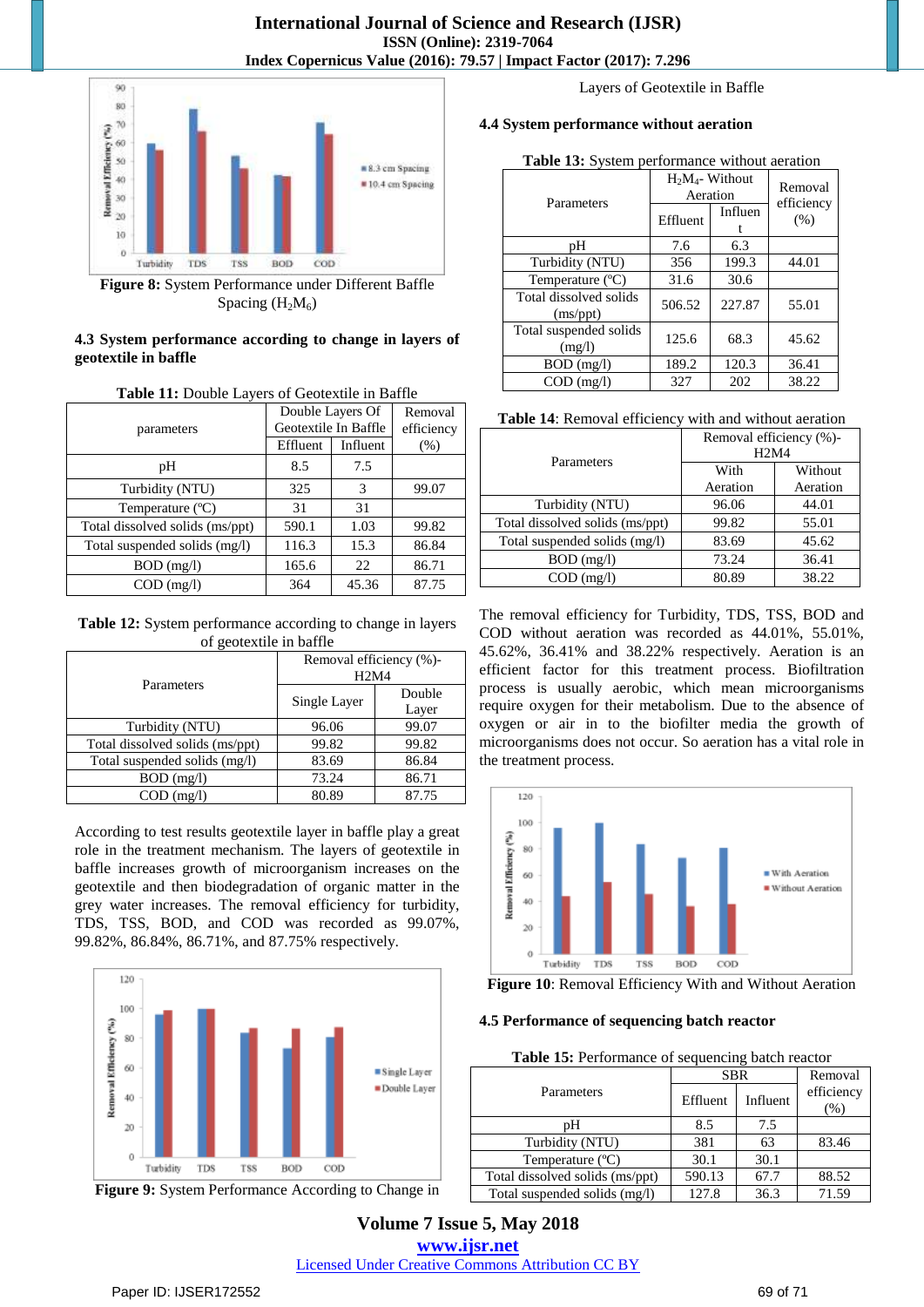Figure 8: System Performance under Different Baffle Spacing ($H_2M_6$)

### 4.3 System performance according to change in layers of geotextile in baffle

**Table 11:** Double Layers of Geotextile in Baffle

| parameters | Double Layers Of Geotextile In Baffle | | Removal efficiency (%) |
|---|---|---|---|
| | Effluent | Influent | |
| pH | 8.5 | 7.5 | |
| Turbidity (NTU) | 325 | 3 | 99.07 |
| Temperature (ºC) | 31 | 31 | |
| Total dissolved solids (ms/ppt) | 590.1 | 1.03 | 99.82 |
| Total suspended solids (mg/l) | 116.3 | 15.3 | 86.84 |
| BOD (mg/l) | 165.6 | 22 | 86.71 |
| COD (mg/l) | 364 | 45.36 | 87.75 |

**Table 12:** System performance according to change in layers of geotextile in baffle

| Parameters | Removal efficiency (%)- H2M4 | |
|---|---|---|
| | Single Layer | Double Layer |
| Turbidity (NTU) | 96.06 | 99.07 |
| Total dissolved solids (ms/ppt) | 99.82 | 99.82 |
| Total suspended solids (mg/l) | 83.69 | 86.84 |
| BOD (mg/l) | 73.24 | 86.71 |
| COD (mg/l) | 80.89 | 87.75 |

According to test results geotextile layer in baffle play a great role in the treatment mechanism. The layers of geotextile in baffle increases growth of microorganism increases on the geotextile and then biodegradation of organic matter in the grey water increases. The removal efficiency for turbidity, TDS, TSS, BOD, and COD was recorded as 99.07%, 99.82%, 86.84%, 86.71%, and 87.75% respectively.

Figure 9: System Performance According to Change in Layers of Geotextile in Baffle

### 4.4 System performance without aeration

**Table 13:** System performance without aeration

| Parameters | $H_2M_4$- Without Aeration | | Removal efficiency (%) |
|---|---|---|---|
| | Effluent | Influent | |
| pH | 7.6 | 6.3 | |
| Turbidity (NTU) | 356 | 199.3 | 44.01 |
| Temperature (ºC) | 31.6 | 30.6 | |
| Total dissolved solids (ms/ppt) | 506.52 | 227.87 | 55.01 |
| Total suspended solids (mg/l) | 125.6 | 68.3 | 45.62 |
| BOD (mg/l) | 189.2 | 120.3 | 36.41 |
| COD (mg/l) | 327 | 202 | 38.22 |

**Table 14**: Removal efficiency with and without aeration

| Parameters | Removal efficiency (%)- H2M4 | |
|---|---|---|
| | With Aeration | Without Aeration |
| Turbidity (NTU) | 96.06 | 44.01 |
| Total dissolved solids (ms/ppt) | 99.82 | 55.01 |
| Total suspended solids (mg/l) | 83.69 | 45.62 |
| BOD (mg/l) | 73.24 | 36.41 |
| COD (mg/l) | 80.89 | 38.22 |

The removal efficiency for Turbidity, TDS, TSS, BOD and COD without aeration was recorded as 44.01%, 55.01%, 45.62%, 36.41% and 38.22% respectively. Aeration is an efficient factor for this treatment process. Biofiltration process is usually aerobic, which mean microorganisms require oxygen for their metabolism. Due to the absence of oxygen or air in to the biofilter media the growth of microorganisms does not occur. So aeration has a vital role in the treatment process.

Figure 10: Removal Efficiency With and Without Aeration

### 4.5 Performance of sequencing batch reactor

**Table 15:** Performance of sequencing batch reactor

| Parameters | SBR | | Removal efficiency (%) |
|---|---|---|---|
| | Effluent | Influent | |
| pH | 8.5 | 7.5 | |
| Turbidity (NTU) | 381 | 63 | 83.46 |
| Temperature (ºC) | 30.1 | 30.1 | |
| Total dissolved solids (ms/ppt) | 590.13 | 67.7 | 88.52 |
| Total suspended solids (mg/l) | 127.8 | 36.3 | 71.59 |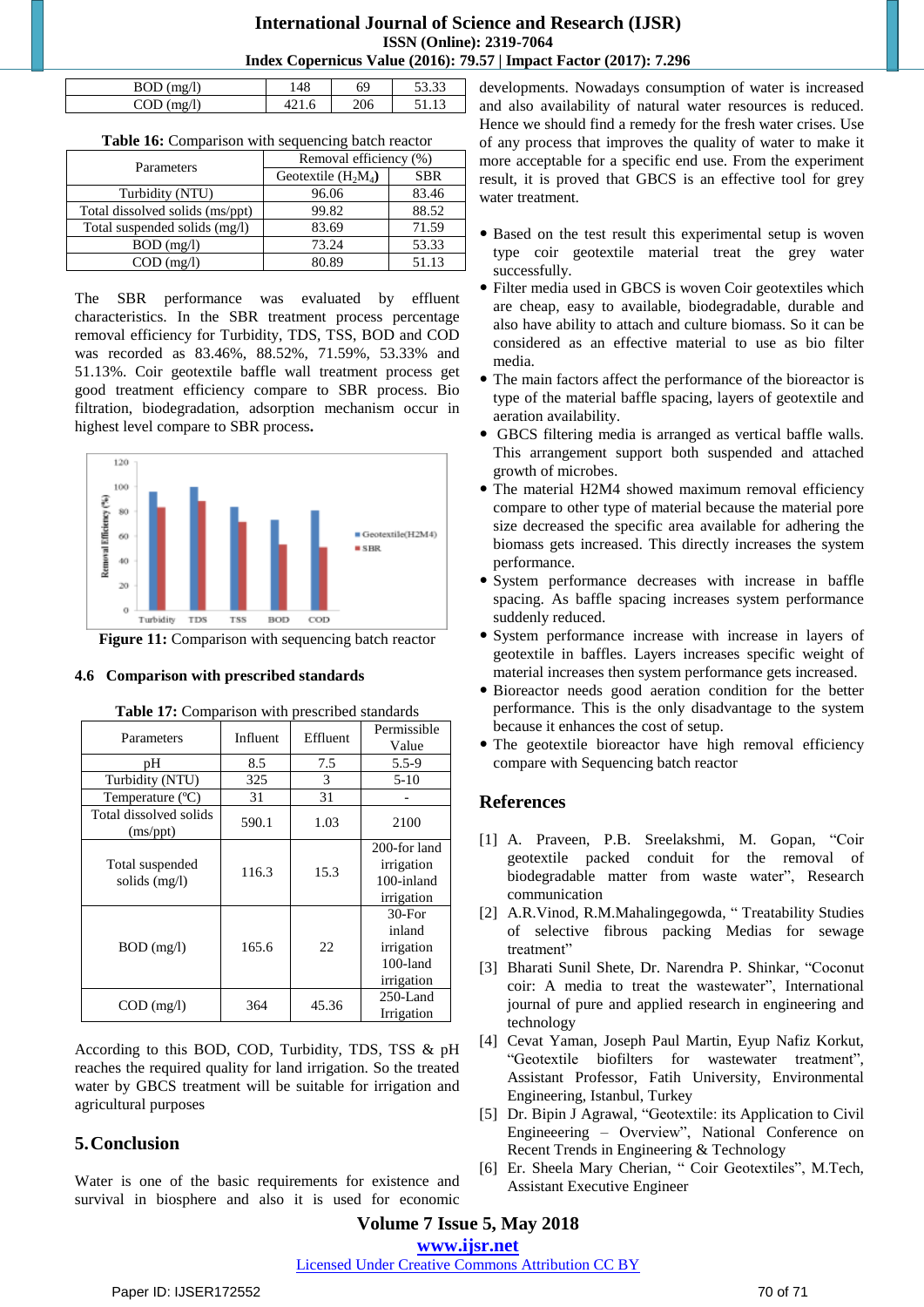| BOD (mg/l) | 148 | 69 | 53.33 |
|---|---|---|---|
| COD (mg/l) | 421.6 | 206 | 51.13 |

**Table 16:** Comparison with sequencing batch reactor

| Parameters | Removal efficiency (%) | |
|---|---|---|
| | Geotextile ($H_2M_4$) | SBR |
| Turbidity (NTU) | 96.06 | 83.46 |
| Total dissolved solids (ms/ppt) | 99.82 | 88.52 |
| Total suspended solids (mg/l) | 83.69 | 71.59 |
| BOD (mg/l) | 73.24 | 53.33 |
| COD (mg/l) | 80.89 | 51.13 |

The SBR performance was evaluated by effluent characteristics. In the SBR treatment process percentage removal efficiency for Turbidity, TDS, TSS, BOD and COD was recorded as 83.46%, 88.52%, 71.59%, 53.33% and 51.13%. Coir geotextile baffle wall treatment process get good treatment efficiency compare to SBR process. Bio filtration, biodegradation, adsorption mechanism occur in highest level compare to SBR process.

**Figure 11:** Comparison with sequencing batch reactor

### 4.6 Comparison with prescribed standards

**Table 17:** Comparison with prescribed standards

| Parameters | Influent | Effluent | Permissible Value |
|---|---|---|---|
| pH | 8.5 | 7.5 | 5.5-9 |
| Turbidity (NTU) | 325 | 3 | 5-10 |
| Temperature (ºC) | 31 | 31 | - |
| Total dissolved solids (ms/ppt) | 590.1 | 1.03 | 2100 |
| Total suspended solids (mg/l) | 116.3 | 15.3 | 200-for land irrigation 100-inland irrigation |
| BOD (mg/l) | 165.6 | 22 | 30-For inland irrigation 100-land irrigation |
| COD (mg/l) | 364 | 45.36 | 250-Land Irrigation |

According to this BOD, COD, Turbidity, TDS, TSS & pH reaches the required quality for land irrigation. So the treated water by GBCS treatment will be suitable for irrigation and agricultural purposes

## 5. Conclusion

Water is one of the basic requirements for existence and survival in biosphere and also it is used for economic developments. Nowadays consumption of water is increased and also availability of natural water resources is reduced. Hence we should find a remedy for the fresh water crises. Use of any process that improves the quality of water to make it more acceptable for a specific end use. From the experiment result, it is proved that GBCS is an effective tool for grey water treatment.

- Based on the test result this experimental setup is woven type coir geotextile material treat the grey water successfully.
- Filter media used in GBCS is woven Coir geotextiles which are cheap, easy to available, biodegradable, durable and also have ability to attach and culture biomass. So it can be considered as an effective material to use as bio filter media.
- The main factors affect the performance of the bioreactor is type of the material baffle spacing, layers of geotextile and aeration availability.
- GBCS filtering media is arranged as vertical baffle walls. This arrangement support both suspended and attached growth of microbes.
- The material H2M4 showed maximum removal efficiency compare to other type of material because the material pore size decreased the specific area available for adhering the biomass gets increased. This directly increases the system performance.
- System performance decreases with increase in baffle spacing. As baffle spacing increases system performance suddenly reduced.
- System performance increase with increase in layers of geotextile in baffles. Layers increases specific weight of material increases then system performance gets increased.
- Bioreactor needs good aeration condition for the better performance. This is the only disadvantage to the system because it enhances the cost of setup.
- The geotextile bioreactor have high removal efficiency compare with Sequencing batch reactor

## References

[1] A. Praveen, P.B. Sreelakshmi, M. Gopan, "Coir geotextile packed conduit for the removal of biodegradable matter from waste water", Research communication

[2] A.R.Vinod, R.M.Mahalingegowda, " Treatability Studies of selective fibrous packing Medias for sewage treatment"

[3] Bharati Sunil Shete, Dr. Narendra P. Shinkar, "Coconut coir: A media to treat the wastewater", International journal of pure and applied research in engineering and technology

[4] Cevat Yaman, Joseph Paul Martin, Eyup Nafiz Korkut, "Geotextile biofilters for wastewater treatment", Assistant Professor, Fatih University, Environmental Engineering, Istanbul, Turkey

[5] Dr. Bipin J Agrawal, "Geotextile: its Application to Civil Engineeering – Overview", National Conference on Recent Trends in Engineering & Technology

[6] Er. Sheela Mary Cherian, " Coir Geotextiles", M.Tech, Assistant Executive Engineer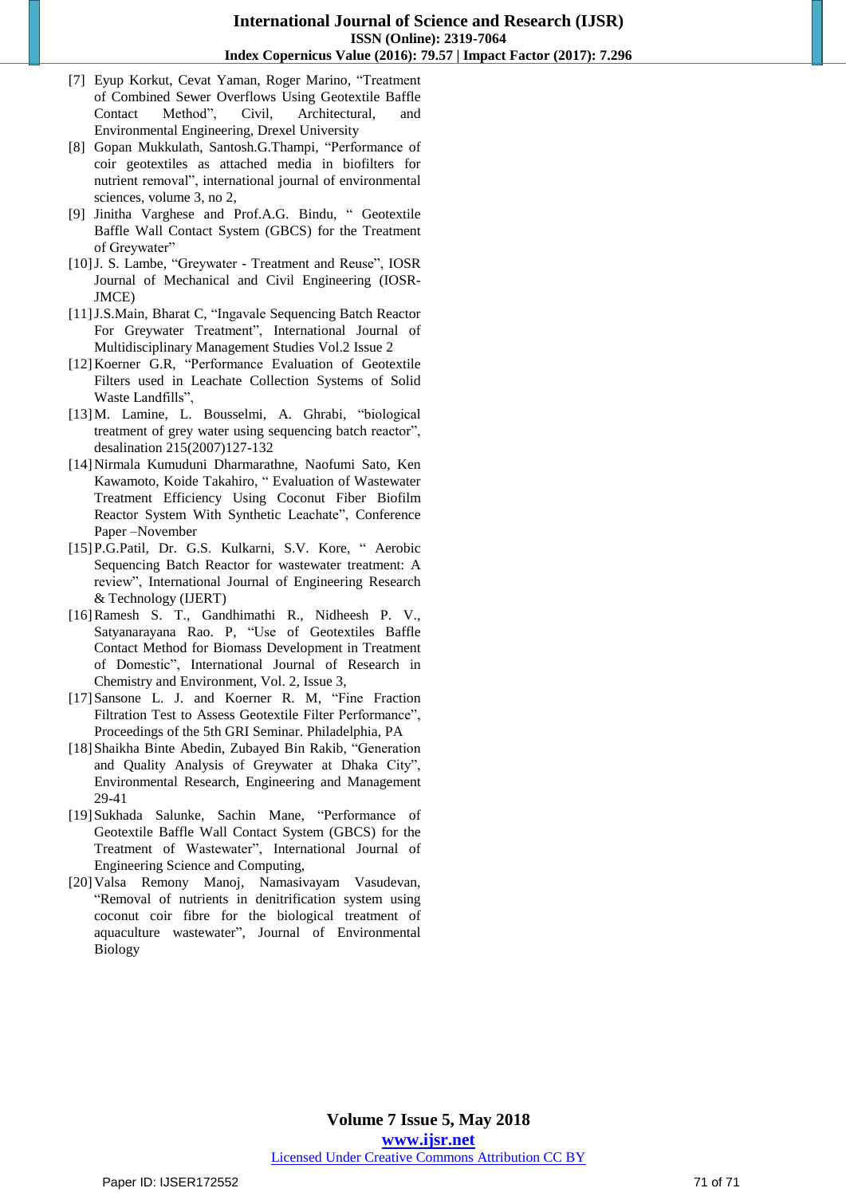[7] Eyup Korkut, Cevat Yaman, Roger Marino, "Treatment of Combined Sewer Overflows Using Geotextile Baffle Contact Method", Civil, Architectural, and Environmental Engineering, Drexel University

[8] Gopan Mukkulath, Santosh.G.Thampi, "Performance of coir geotextiles as attached media in biofilters for nutrient removal", international journal of environmental sciences, volume 3, no 2,

[9] Jinitha Varghese and Prof.A.G. Bindu, " Geotextile Baffle Wall Contact System (GBCS) for the Treatment of Greywater"

[10] J. S. Lambe, "Greywater - Treatment and Reuse", IOSR Journal of Mechanical and Civil Engineering (IOSR-JMCE)

[11] J.S.Main, Bharat C, "Ingavale Sequencing Batch Reactor For Greywater Treatment", International Journal of Multidisciplinary Management Studies Vol.2 Issue 2

[12] Koerner G.R, "Performance Evaluation of Geotextile Filters used in Leachate Collection Systems of Solid Waste Landfills",

[13] M. Lamine, L. Bousselmi, A. Ghrabi, "biological treatment of grey water using sequencing batch reactor", desalination 215(2007)127-132

[14] Nirmala Kumuduni Dharmarathne, Naofumi Sato, Ken Kawamoto, Koide Takahiro, " Evaluation of Wastewater Treatment Efficiency Using Coconut Fiber Biofilm Reactor System With Synthetic Leachate", Conference Paper –November

[15] P.G.Patil, Dr. G.S. Kulkarni, S.V. Kore, " Aerobic Sequencing Batch Reactor for wastewater treatment: A review", International Journal of Engineering Research & Technology (IJERT)

[16] Ramesh S. T., Gandhimathi R., Nidheesh P. V., Satyanarayana Rao. P, "Use of Geotextiles Baffle Contact Method for Biomass Development in Treatment of Domestic", International Journal of Research in Chemistry and Environment, Vol. 2, Issue 3,

[17] Sansone L. J. and Koerner R. M, "Fine Fraction Filtration Test to Assess Geotextile Filter Performance", Proceedings of the 5th GRI Seminar. Philadelphia, PA

[18] Shaikha Binte Abedin, Zubayed Bin Rakib, "Generation and Quality Analysis of Greywater at Dhaka City", Environmental Research, Engineering and Management 29-41

[19] Sukhada Salunke, Sachin Mane, "Performance of Geotextile Baffle Wall Contact System (GBCS) for the Treatment of Wastewater", International Journal of Engineering Science and Computing,

[20] Valsa Remony Manoj, Namasivayam Vasudevan, "Removal of nutrients in denitrification system using coconut coir fibre for the biological treatment of aquaculture wastewater", Journal of Environmental Biology